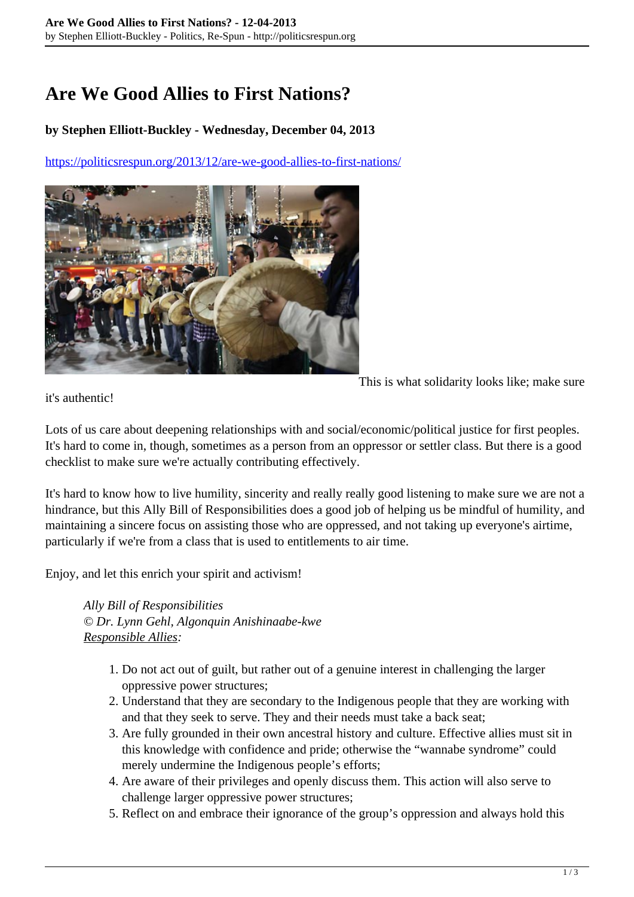# Are We Good Allies to First Nations?

**by Stephen Elliott-Buckley - Wednesday, December 04, 2013**

https://politicsrespun.org/2013/12/are-we-good-allies-to-first-nations/

This is what solidarity looks like; make sure it's authentic!

Lots of us care about deepening relationships with and social/economic/political justice for first peoples. It's hard to come in, though, sometimes as a person from an oppressor or settler class. But there is a good checklist to make sure we're actually contributing effectively.

It's hard to know how to live humility, sincerity and really really good listening to make sure we are not a hindrance, but this Ally Bill of Responsibilities does a good job of helping us be mindful of humility, and maintaining a sincere focus on assisting those who are oppressed, and not taking up everyone's airtime, particularly if we're from a class that is used to entitlements to air time.

Enjoy, and let this enrich your spirit and activism!

> *Ally Bill of Responsibilities*
> *© Dr. Lynn Gehl, Algonquin Anishinaabe-kwe*
> *Responsible Allies:*
>
> 1. Do not act out of guilt, but rather out of a genuine interest in challenging the larger oppressive power structures;
> 2. Understand that they are secondary to the Indigenous people that they are working with and that they seek to serve. They and their needs must take a back seat;
> 3. Are fully grounded in their own ancestral history and culture. Effective allies must sit in this knowledge with confidence and pride; otherwise the "wannabe syndrome" could merely undermine the Indigenous people's efforts;
> 4. Are aware of their privileges and openly discuss them. This action will also serve to challenge larger oppressive power structures;
> 5. Reflect on and embrace their ignorance of the group's oppression and always hold this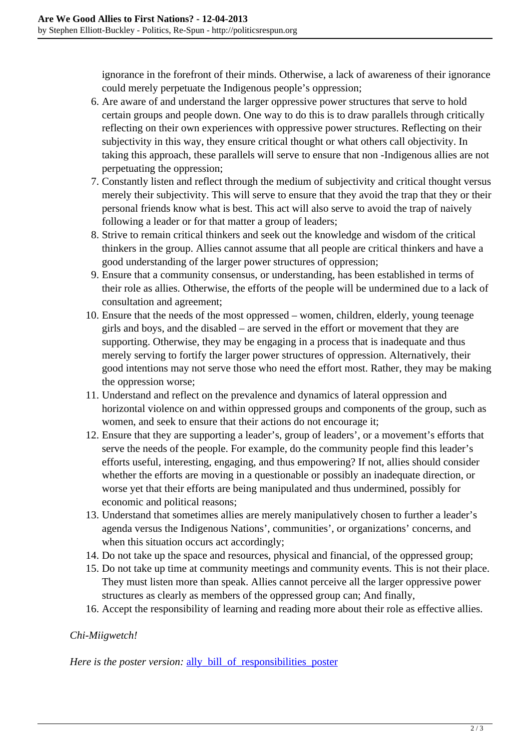ignorance in the forefront of their minds. Otherwise, a lack of awareness of their ignorance could merely perpetuate the Indigenous people's oppression;

6. Are aware of and understand the larger oppressive power structures that serve to hold certain groups and people down. One way to do this is to draw parallels through critically reflecting on their own experiences with oppressive power structures. Reflecting on their subjectivity in this way, they ensure critical thought or what others call objectivity. In taking this approach, these parallels will serve to ensure that non -Indigenous allies are not perpetuating the oppression;
7. Constantly listen and reflect through the medium of subjectivity and critical thought versus merely their subjectivity. This will serve to ensure that they avoid the trap that they or their personal friends know what is best. This act will also serve to avoid the trap of naively following a leader or for that matter a group of leaders;
8. Strive to remain critical thinkers and seek out the knowledge and wisdom of the critical thinkers in the group. Allies cannot assume that all people are critical thinkers and have a good understanding of the larger power structures of oppression;
9. Ensure that a community consensus, or understanding, has been established in terms of their role as allies. Otherwise, the efforts of the people will be undermined due to a lack of consultation and agreement;
10. Ensure that the needs of the most oppressed – women, children, elderly, young teenage girls and boys, and the disabled – are served in the effort or movement that they are supporting. Otherwise, they may be engaging in a process that is inadequate and thus merely serving to fortify the larger power structures of oppression. Alternatively, their good intentions may not serve those who need the effort most. Rather, they may be making the oppression worse;
11. Understand and reflect on the prevalence and dynamics of lateral oppression and horizontal violence on and within oppressed groups and components of the group, such as women, and seek to ensure that their actions do not encourage it;
12. Ensure that they are supporting a leader's, group of leaders', or a movement's efforts that serve the needs of the people. For example, do the community people find this leader's efforts useful, interesting, engaging, and thus empowering? If not, allies should consider whether the efforts are moving in a questionable or possibly an inadequate direction, or worse yet that their efforts are being manipulated and thus undermined, possibly for economic and political reasons;
13. Understand that sometimes allies are merely manipulatively chosen to further a leader's agenda versus the Indigenous Nations', communities', or organizations' concerns, and when this situation occurs act accordingly;
14. Do not take up the space and resources, physical and financial, of the oppressed group;
15. Do not take up time at community meetings and community events. This is not their place. They must listen more than speak. Allies cannot perceive all the larger oppressive power structures as clearly as members of the oppressed group can; And finally,
16. Accept the responsibility of learning and reading more about their role as effective allies.

*Chi-Miigwetch!*

*Here is the poster version:* ally_bill_of_responsibilities_poster